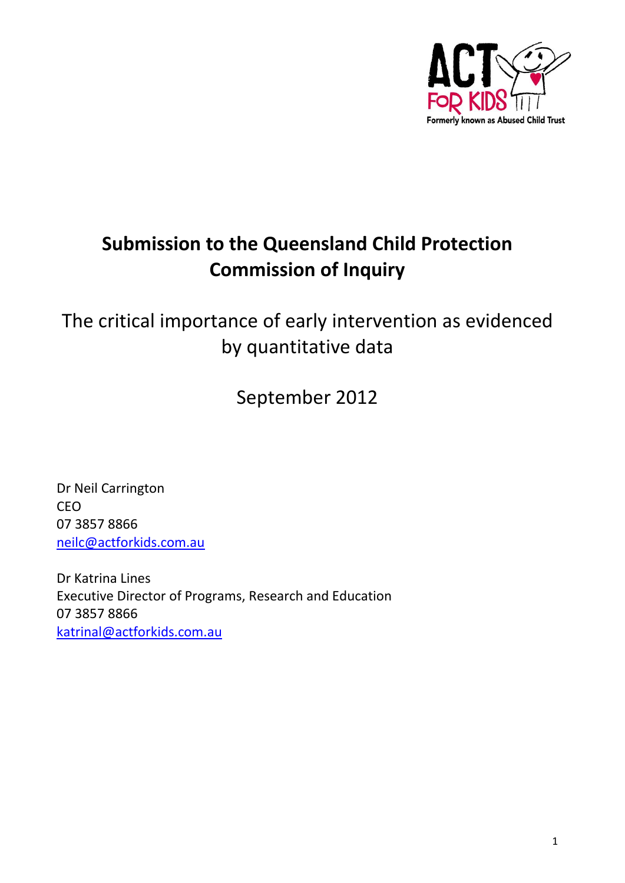# Submission to the Queensland Child Protection Commission of Inquiry

## The critical importance of early intervention as evidenced by quantitative data

September 2012

Dr Neil Carrington
CEO
07 3857 8866
neilc@actforkids.com.au

Dr Katrina Lines
Executive Director of Programs, Research and Education
07 3857 8866
katrinal@actforkids.com.au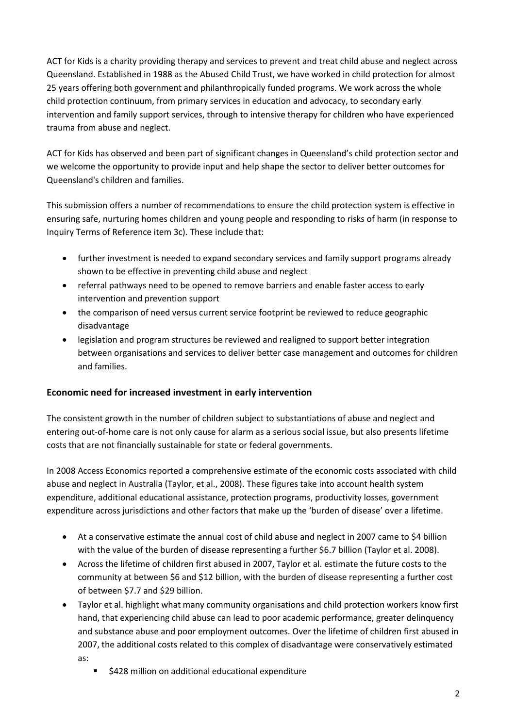ACT for Kids is a charity providing therapy and services to prevent and treat child abuse and neglect across Queensland. Established in 1988 as the Abused Child Trust, we have worked in child protection for almost 25 years offering both government and philanthropically funded programs. We work across the whole child protection continuum, from primary services in education and advocacy, to secondary early intervention and family support services, through to intensive therapy for children who have experienced trauma from abuse and neglect.

ACT for Kids has observed and been part of significant changes in Queensland's child protection sector and we welcome the opportunity to provide input and help shape the sector to deliver better outcomes for Queensland's children and families.

This submission offers a number of recommendations to ensure the child protection system is effective in ensuring safe, nurturing homes children and young people and responding to risks of harm (in response to Inquiry Terms of Reference item 3c). These include that:

- further investment is needed to expand secondary services and family support programs already shown to be effective in preventing child abuse and neglect
- referral pathways need to be opened to remove barriers and enable faster access to early intervention and prevention support
- the comparison of need versus current service footprint be reviewed to reduce geographic disadvantage
- legislation and program structures be reviewed and realigned to support better integration between organisations and services to deliver better case management and outcomes for children and families.

## Economic need for increased investment in early intervention

The consistent growth in the number of children subject to substantiations of abuse and neglect and entering out-of-home care is not only cause for alarm as a serious social issue, but also presents lifetime costs that are not financially sustainable for state or federal governments.

In 2008 Access Economics reported a comprehensive estimate of the economic costs associated with child abuse and neglect in Australia (Taylor, et al., 2008). These figures take into account health system expenditure, additional educational assistance, protection programs, productivity losses, government expenditure across jurisdictions and other factors that make up the 'burden of disease' over a lifetime.

- At a conservative estimate the annual cost of child abuse and neglect in 2007 came to $4 billion with the value of the burden of disease representing a further $6.7 billion (Taylor et al. 2008).
- Across the lifetime of children first abused in 2007, Taylor et al. estimate the future costs to the community at between $6 and $12 billion, with the burden of disease representing a further cost of between $7.7 and $29 billion.
- Taylor et al. highlight what many community organisations and child protection workers know first hand, that experiencing child abuse can lead to poor academic performance, greater delinquency and substance abuse and poor employment outcomes. Over the lifetime of children first abused in 2007, the additional costs related to this complex of disadvantage were conservatively estimated as:
  - $428 million on additional educational expenditure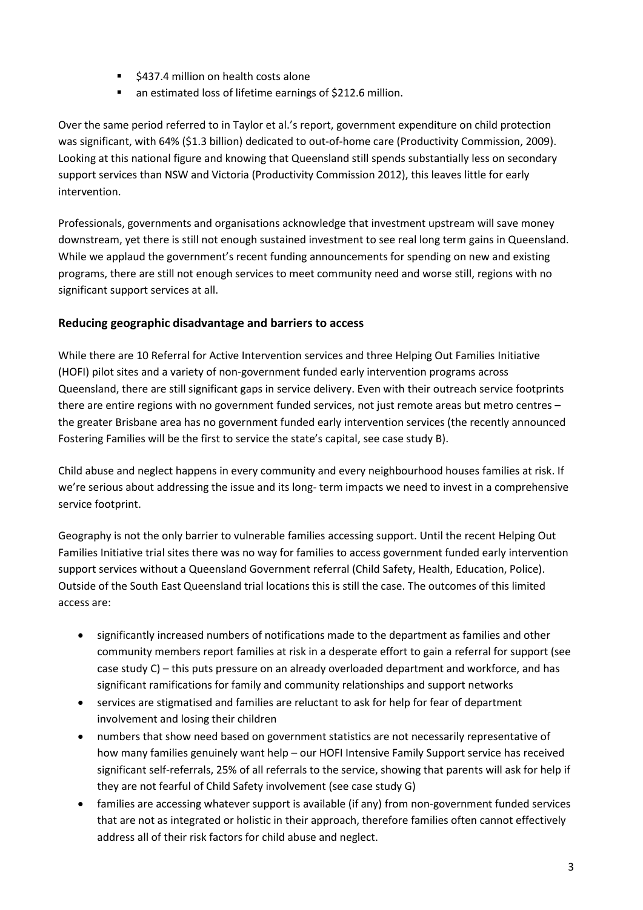- $437.4 million on health costs alone
- an estimated loss of lifetime earnings of $212.6 million.

Over the same period referred to in Taylor et al.'s report, government expenditure on child protection was significant, with 64% ($1.3 billion) dedicated to out-of-home care (Productivity Commission, 2009). Looking at this national figure and knowing that Queensland still spends substantially less on secondary support services than NSW and Victoria (Productivity Commission 2012), this leaves little for early intervention.

Professionals, governments and organisations acknowledge that investment upstream will save money downstream, yet there is still not enough sustained investment to see real long term gains in Queensland. While we applaud the government's recent funding announcements for spending on new and existing programs, there are still not enough services to meet community need and worse still, regions with no significant support services at all.

## Reducing geographic disadvantage and barriers to access

While there are 10 Referral for Active Intervention services and three Helping Out Families Initiative (HOFI) pilot sites and a variety of non-government funded early intervention programs across Queensland, there are still significant gaps in service delivery. Even with their outreach service footprints there are entire regions with no government funded services, not just remote areas but metro centres – the greater Brisbane area has no government funded early intervention services (the recently announced Fostering Families will be the first to service the state's capital, see case study B).

Child abuse and neglect happens in every community and every neighbourhood houses families at risk. If we're serious about addressing the issue and its long- term impacts we need to invest in a comprehensive service footprint.

Geography is not the only barrier to vulnerable families accessing support. Until the recent Helping Out Families Initiative trial sites there was no way for families to access government funded early intervention support services without a Queensland Government referral (Child Safety, Health, Education, Police). Outside of the South East Queensland trial locations this is still the case. The outcomes of this limited access are:

- significantly increased numbers of notifications made to the department as families and other community members report families at risk in a desperate effort to gain a referral for support (see case study C) – this puts pressure on an already overloaded department and workforce, and has significant ramifications for family and community relationships and support networks
- services are stigmatised and families are reluctant to ask for help for fear of department involvement and losing their children
- numbers that show need based on government statistics are not necessarily representative of how many families genuinely want help – our HOFI Intensive Family Support service has received significant self-referrals, 25% of all referrals to the service, showing that parents will ask for help if they are not fearful of Child Safety involvement (see case study G)
- families are accessing whatever support is available (if any) from non-government funded services that are not as integrated or holistic in their approach, therefore families often cannot effectively address all of their risk factors for child abuse and neglect.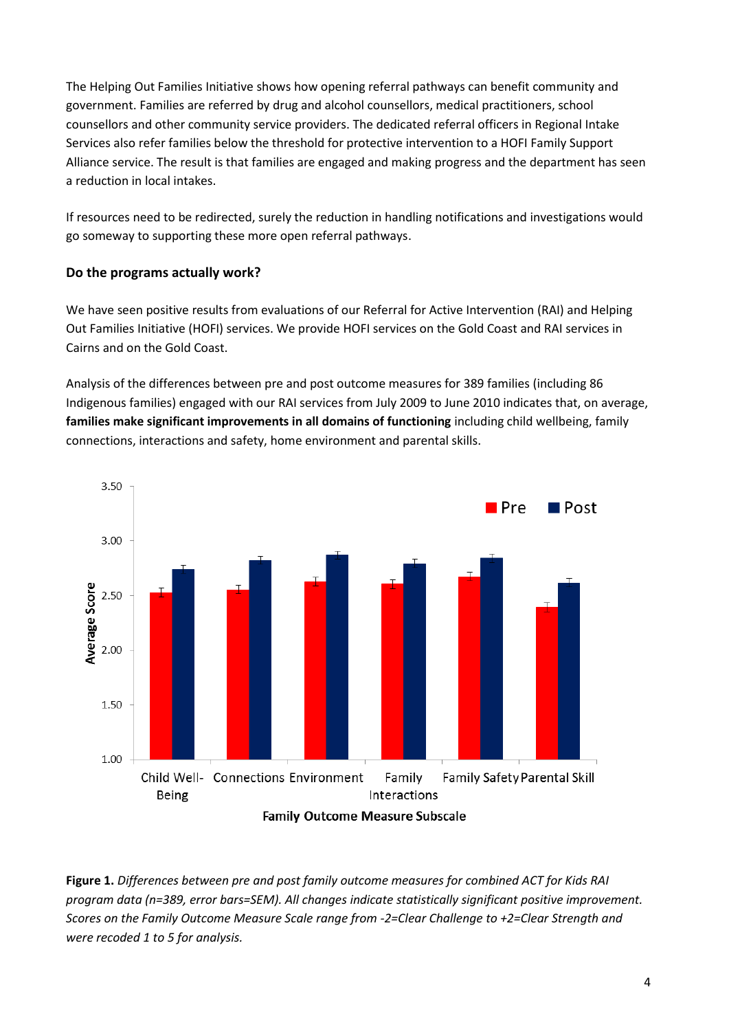The Helping Out Families Initiative shows how opening referral pathways can benefit community and government. Families are referred by drug and alcohol counsellors, medical practitioners, school counsellors and other community service providers. The dedicated referral officers in Regional Intake Services also refer families below the threshold for protective intervention to a HOFI Family Support Alliance service. The result is that families are engaged and making progress and the department has seen a reduction in local intakes.

If resources need to be redirected, surely the reduction in handling notifications and investigations would go someway to supporting these more open referral pathways.

### Do the programs actually work?

We have seen positive results from evaluations of our Referral for Active Intervention (RAI) and Helping Out Families Initiative (HOFI) services. We provide HOFI services on the Gold Coast and RAI services in Cairns and on the Gold Coast.

Analysis of the differences between pre and post outcome measures for 389 families (including 86 Indigenous families) engaged with our RAI services from July 2009 to June 2010 indicates that, on average, **families make significant improvements in all domains of functioning** including child wellbeing, family connections, interactions and safety, home environment and parental skills.

**Figure 1.** *Differences between pre and post family outcome measures for combined ACT for Kids RAI program data (n=389, error bars=SEM). All changes indicate statistically significant positive improvement. Scores on the Family Outcome Measure Scale range from -2=Clear Challenge to +2=Clear Strength and were recoded 1 to 5 for analysis.*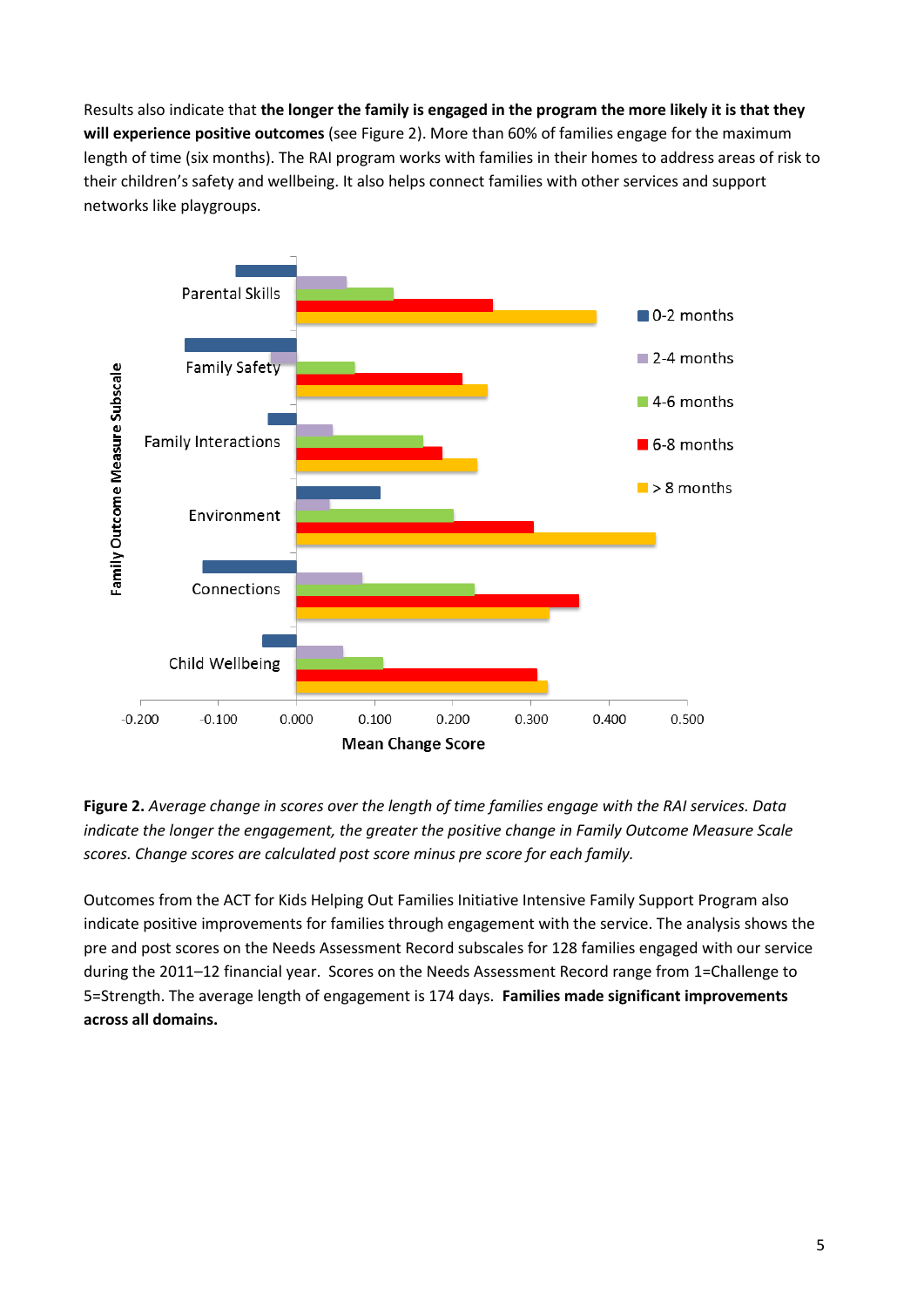Results also indicate that **the longer the family is engaged in the program the more likely it is that they will experience positive outcomes** (see Figure 2). More than 60% of families engage for the maximum length of time (six months). The RAI program works with families in their homes to address areas of risk to their children's safety and wellbeing. It also helps connect families with other services and support networks like playgroups.

**Figure 2.** *Average change in scores over the length of time families engage with the RAI services. Data indicate the longer the engagement, the greater the positive change in Family Outcome Measure Scale scores. Change scores are calculated post score minus pre score for each family.*

Outcomes from the ACT for Kids Helping Out Families Initiative Intensive Family Support Program also indicate positive improvements for families through engagement with the service. The analysis shows the pre and post scores on the Needs Assessment Record subscales for 128 families engaged with our service during the 2011–12 financial year. Scores on the Needs Assessment Record range from 1=Challenge to 5=Strength. The average length of engagement is 174 days. **Families made significant improvements across all domains.**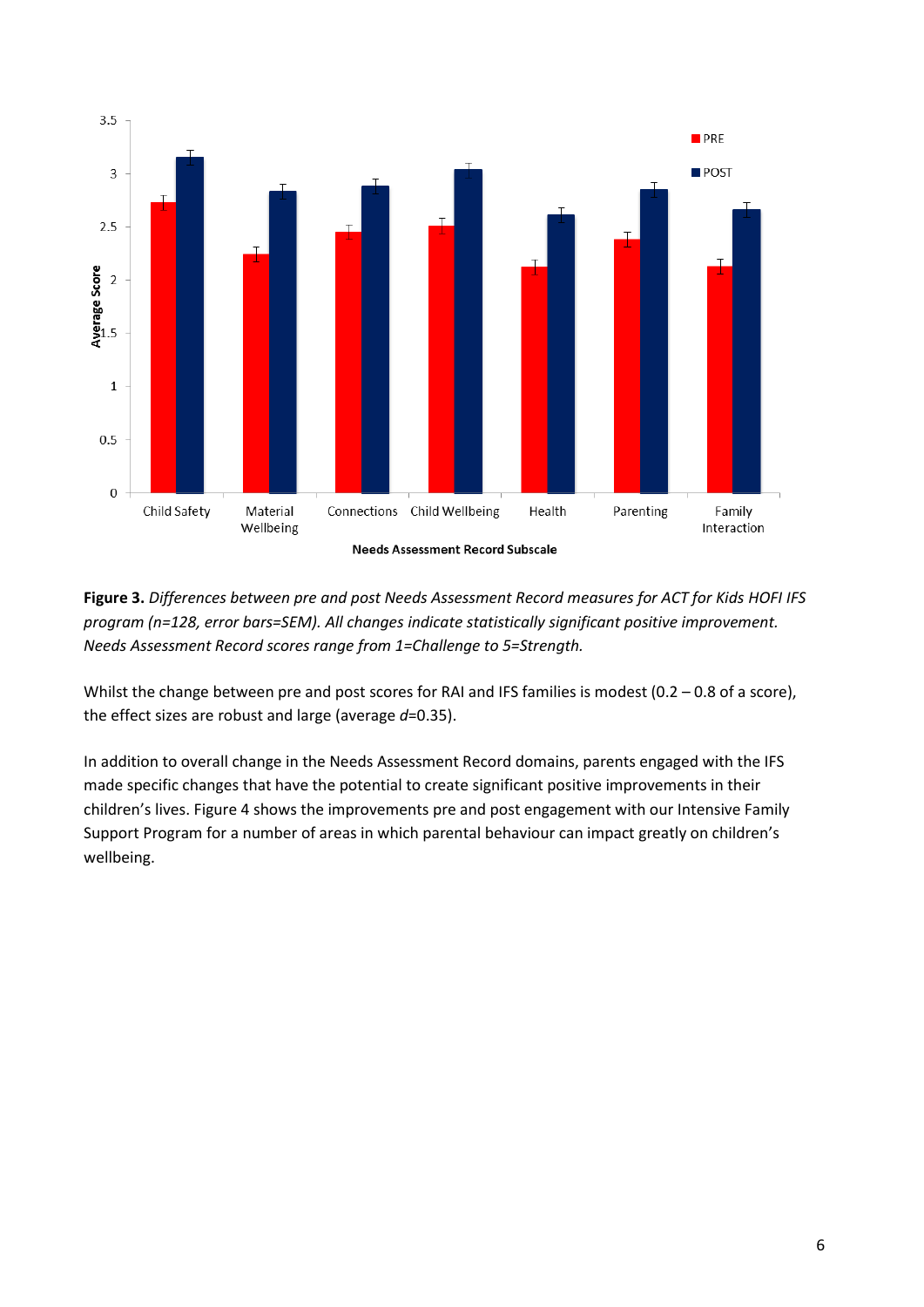**Figure 3.** *Differences between pre and post Needs Assessment Record measures for ACT for Kids HOFI IFS program (n=128, error bars=SEM). All changes indicate statistically significant positive improvement. Needs Assessment Record scores range from 1=Challenge to 5=Strength.*

Whilst the change between pre and post scores for RAI and IFS families is modest (0.2 – 0.8 of a score), the effect sizes are robust and large (average *d*=0.35).

In addition to overall change in the Needs Assessment Record domains, parents engaged with the IFS made specific changes that have the potential to create significant positive improvements in their children's lives. Figure 4 shows the improvements pre and post engagement with our Intensive Family Support Program for a number of areas in which parental behaviour can impact greatly on children's wellbeing.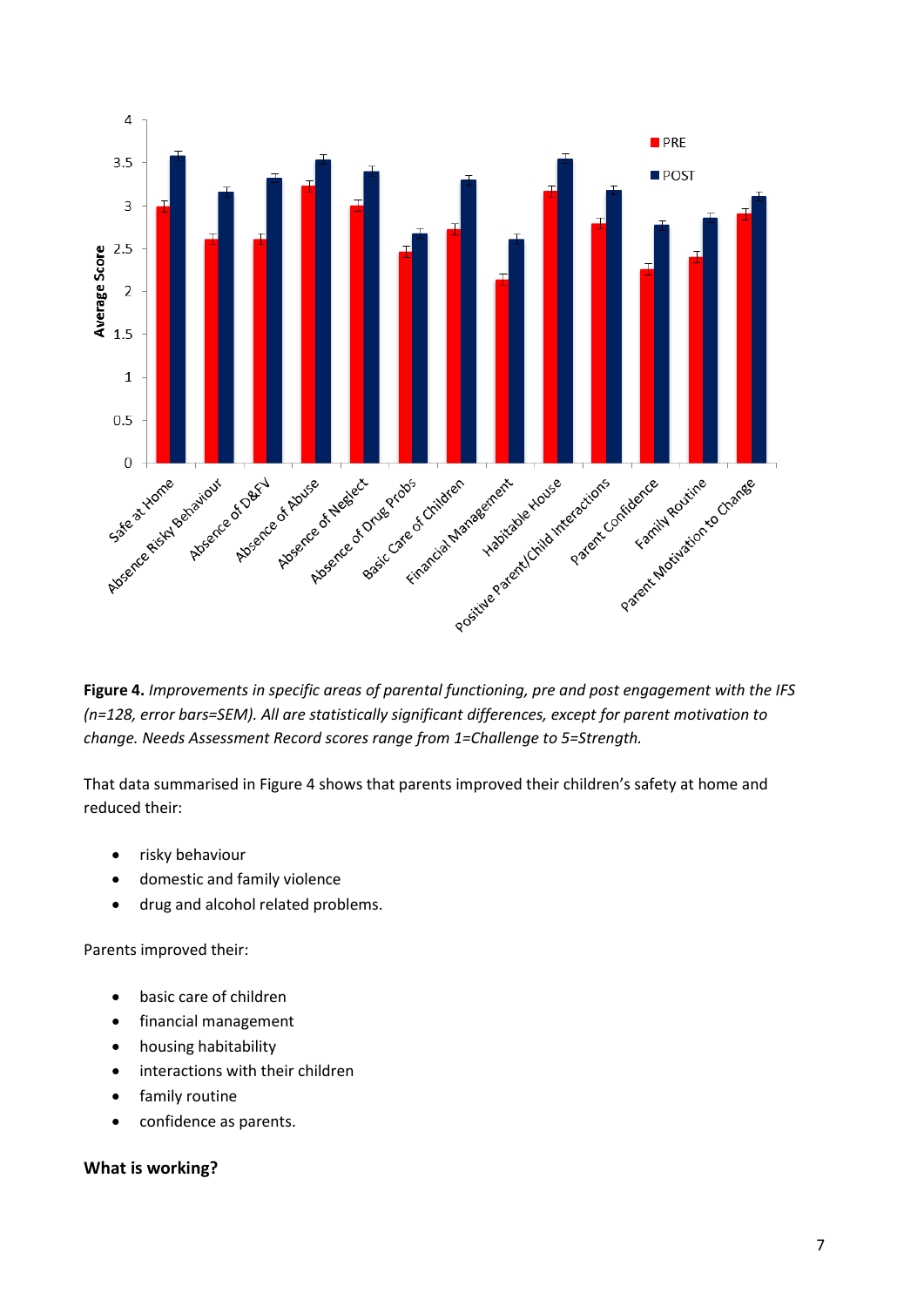**Figure 4.** *Improvements in specific areas of parental functioning, pre and post engagement with the IFS (n=128, error bars=SEM). All are statistically significant differences, except for parent motivation to change. Needs Assessment Record scores range from 1=Challenge to 5=Strength.*

That data summarised in Figure 4 shows that parents improved their children's safety at home and reduced their:

- risky behaviour
- domestic and family violence
- drug and alcohol related problems.

Parents improved their:

- basic care of children
- financial management
- housing habitability
- interactions with their children
- family routine
- confidence as parents.

**What is working?**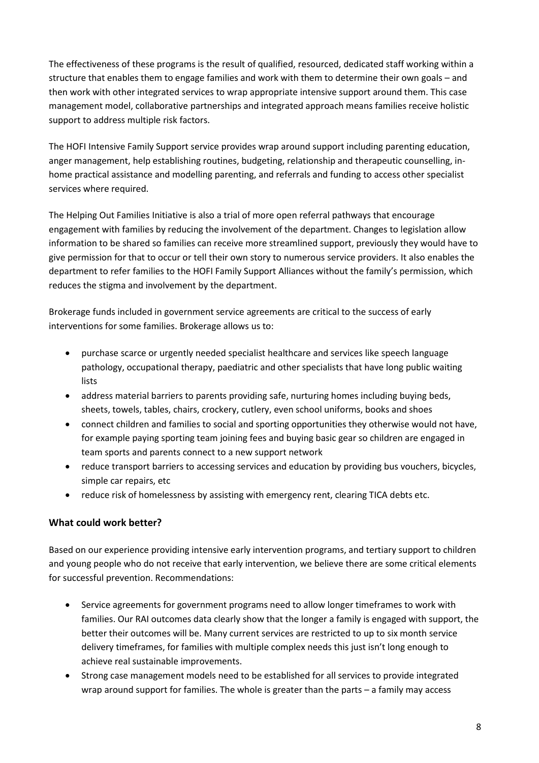The effectiveness of these programs is the result of qualified, resourced, dedicated staff working within a structure that enables them to engage families and work with them to determine their own goals – and then work with other integrated services to wrap appropriate intensive support around them. This case management model, collaborative partnerships and integrated approach means families receive holistic support to address multiple risk factors.

The HOFI Intensive Family Support service provides wrap around support including parenting education, anger management, help establishing routines, budgeting, relationship and therapeutic counselling, in-home practical assistance and modelling parenting, and referrals and funding to access other specialist services where required.

The Helping Out Families Initiative is also a trial of more open referral pathways that encourage engagement with families by reducing the involvement of the department. Changes to legislation allow information to be shared so families can receive more streamlined support, previously they would have to give permission for that to occur or tell their own story to numerous service providers. It also enables the department to refer families to the HOFI Family Support Alliances without the family's permission, which reduces the stigma and involvement by the department.

Brokerage funds included in government service agreements are critical to the success of early interventions for some families. Brokerage allows us to:

- purchase scarce or urgently needed specialist healthcare and services like speech language pathology, occupational therapy, paediatric and other specialists that have long public waiting lists
- address material barriers to parents providing safe, nurturing homes including buying beds, sheets, towels, tables, chairs, crockery, cutlery, even school uniforms, books and shoes
- connect children and families to social and sporting opportunities they otherwise would not have, for example paying sporting team joining fees and buying basic gear so children are engaged in team sports and parents connect to a new support network
- reduce transport barriers to accessing services and education by providing bus vouchers, bicycles, simple car repairs, etc
- reduce risk of homelessness by assisting with emergency rent, clearing TICA debts etc.

### What could work better?

Based on our experience providing intensive early intervention programs, and tertiary support to children and young people who do not receive that early intervention, we believe there are some critical elements for successful prevention. Recommendations:

- Service agreements for government programs need to allow longer timeframes to work with families. Our RAI outcomes data clearly show that the longer a family is engaged with support, the better their outcomes will be. Many current services are restricted to up to six month service delivery timeframes, for families with multiple complex needs this just isn't long enough to achieve real sustainable improvements.
- Strong case management models need to be established for all services to provide integrated wrap around support for families. The whole is greater than the parts – a family may access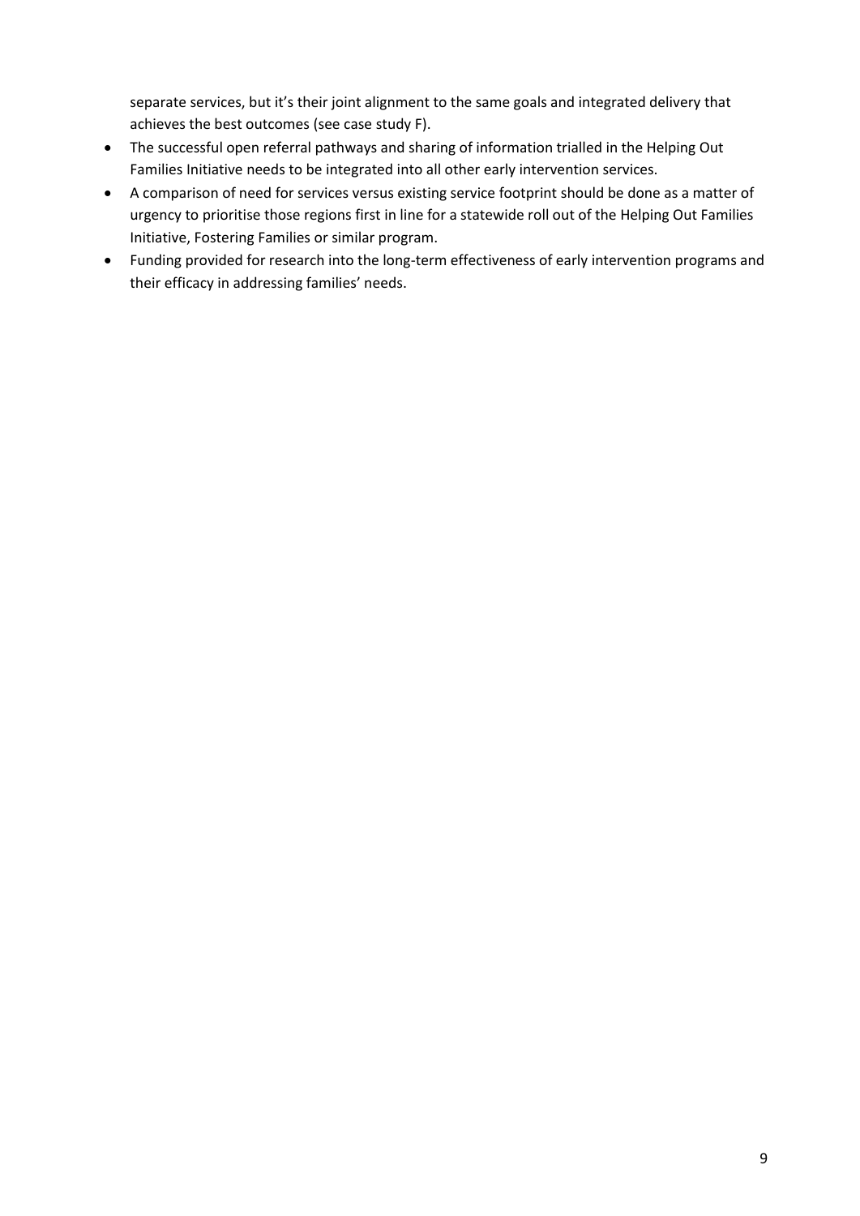separate services, but it's their joint alignment to the same goals and integrated delivery that achieves the best outcomes (see case study F).

- The successful open referral pathways and sharing of information trialled in the Helping Out Families Initiative needs to be integrated into all other early intervention services.
- A comparison of need for services versus existing service footprint should be done as a matter of urgency to prioritise those regions first in line for a statewide roll out of the Helping Out Families Initiative, Fostering Families or similar program.
- Funding provided for research into the long-term effectiveness of early intervention programs and their efficacy in addressing families' needs.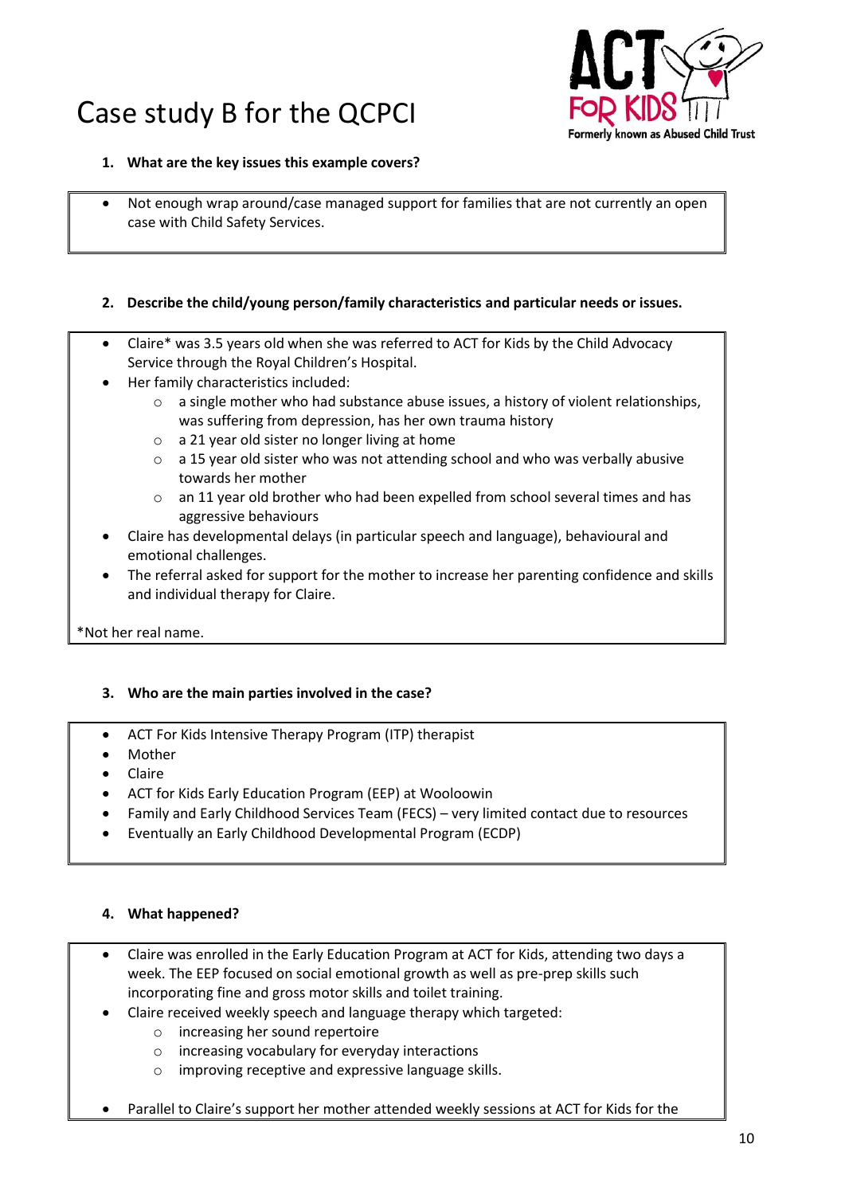# Case study B for the QCPCI

1. **What are the key issues this example covers?**

- Not enough wrap around/case managed support for families that are not currently an open case with Child Safety Services.

2. **Describe the child/young person/family characteristics and particular needs or issues.**

- Claire* was 3.5 years old when she was referred to ACT for Kids by the Child Advocacy Service through the Royal Children's Hospital.
- Her family characteristics included:
  - a single mother who had substance abuse issues, a history of violent relationships, was suffering from depression, has her own trauma history
  - a 21 year old sister no longer living at home
  - a 15 year old sister who was not attending school and who was verbally abusive towards her mother
  - an 11 year old brother who had been expelled from school several times and has aggressive behaviours
- Claire has developmental delays (in particular speech and language), behavioural and emotional challenges.
- The referral asked for support for the mother to increase her parenting confidence and skills and individual therapy for Claire.

*Not her real name.

3. **Who are the main parties involved in the case?**

- ACT For Kids Intensive Therapy Program (ITP) therapist
- Mother
- Claire
- ACT for Kids Early Education Program (EEP) at Wooloowin
- Family and Early Childhood Services Team (FECS) – very limited contact due to resources
- Eventually an Early Childhood Developmental Program (ECDP)

4. **What happened?**

- Claire was enrolled in the Early Education Program at ACT for Kids, attending two days a week. The EEP focused on social emotional growth as well as pre-prep skills such incorporating fine and gross motor skills and toilet training.
- Claire received weekly speech and language therapy which targeted:
  - increasing her sound repertoire
  - increasing vocabulary for everyday interactions
  - improving receptive and expressive language skills.
- Parallel to Claire's support her mother attended weekly sessions at ACT for Kids for the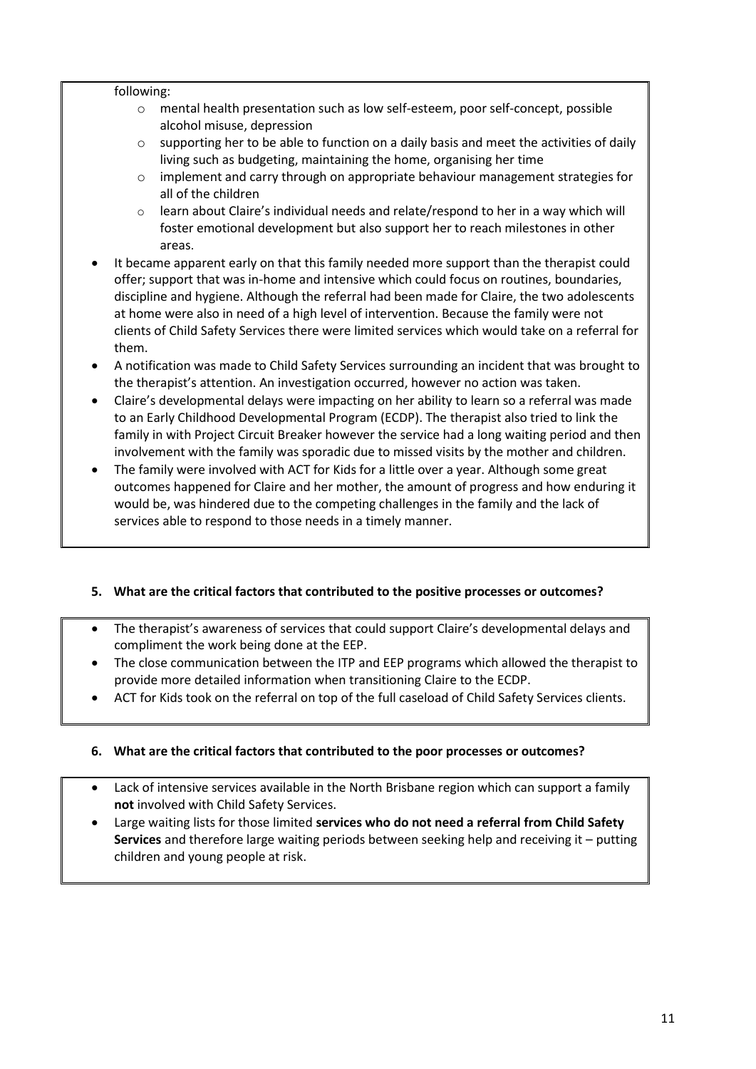following:

- mental health presentation such as low self-esteem, poor self-concept, possible alcohol misuse, depression
  - supporting her to be able to function on a daily basis and meet the activities of daily living such as budgeting, maintaining the home, organising her time
  - implement and carry through on appropriate behaviour management strategies for all of the children
  - learn about Claire's individual needs and relate/respond to her in a way which will foster emotional development but also support her to reach milestones in other areas.

- It became apparent early on that this family needed more support than the therapist could offer; support that was in-home and intensive which could focus on routines, boundaries, discipline and hygiene. Although the referral had been made for Claire, the two adolescents at home were also in need of a high level of intervention. Because the family were not clients of Child Safety Services there were limited services which would take on a referral for them.
- A notification was made to Child Safety Services surrounding an incident that was brought to the therapist's attention. An investigation occurred, however no action was taken.
- Claire's developmental delays were impacting on her ability to learn so a referral was made to an Early Childhood Developmental Program (ECDP). The therapist also tried to link the family in with Project Circuit Breaker however the service had a long waiting period and then involvement with the family was sporadic due to missed visits by the mother and children.
- The family were involved with ACT for Kids for a little over a year. Although some great outcomes happened for Claire and her mother, the amount of progress and how enduring it would be, was hindered due to the competing challenges in the family and the lack of services able to respond to those needs in a timely manner.

**5. What are the critical factors that contributed to the positive processes or outcomes?**

- The therapist's awareness of services that could support Claire's developmental delays and compliment the work being done at the EEP.
- The close communication between the ITP and EEP programs which allowed the therapist to provide more detailed information when transitioning Claire to the ECDP.
- ACT for Kids took on the referral on top of the full caseload of Child Safety Services clients.

**6. What are the critical factors that contributed to the poor processes or outcomes?**

- Lack of intensive services available in the North Brisbane region which can support a family **not** involved with Child Safety Services.
- Large waiting lists for those limited **services who do not need a referral from Child Safety Services** and therefore large waiting periods between seeking help and receiving it – putting children and young people at risk.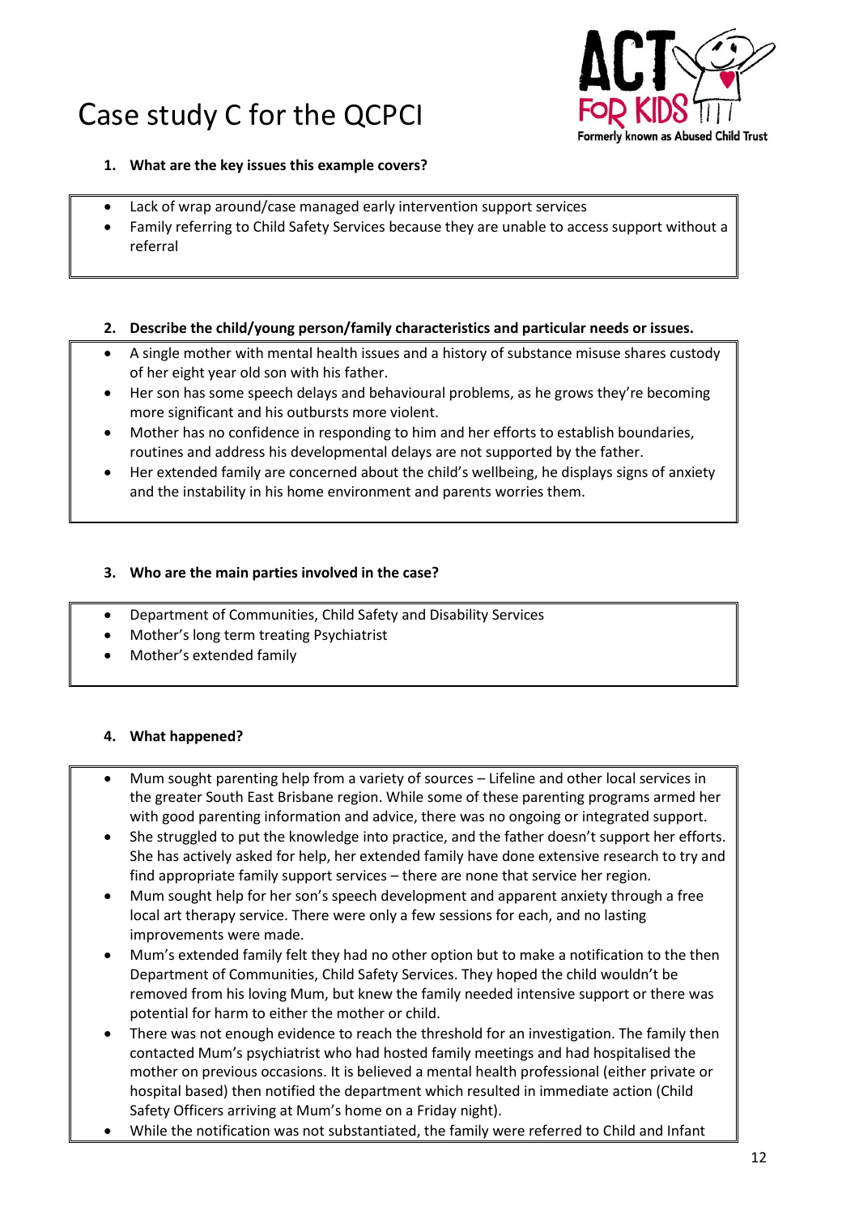# Case study C for the QCPCI

**1. What are the key issues this example covers?**

- Lack of wrap around/case managed early intervention support services
- Family referring to Child Safety Services because they are unable to access support without a referral

**2. Describe the child/young person/family characteristics and particular needs or issues.**

- A single mother with mental health issues and a history of substance misuse shares custody of her eight year old son with his father.
- Her son has some speech delays and behavioural problems, as he grows they're becoming more significant and his outbursts more violent.
- Mother has no confidence in responding to him and her efforts to establish boundaries, routines and address his developmental delays are not supported by the father.
- Her extended family are concerned about the child's wellbeing, he displays signs of anxiety and the instability in his home environment and parents worries them.

**3. Who are the main parties involved in the case?**

- Department of Communities, Child Safety and Disability Services
- Mother's long term treating Psychiatrist
- Mother's extended family

**4. What happened?**

- Mum sought parenting help from a variety of sources – Lifeline and other local services in the greater South East Brisbane region. While some of these parenting programs armed her with good parenting information and advice, there was no ongoing or integrated support.
- She struggled to put the knowledge into practice, and the father doesn't support her efforts. She has actively asked for help, her extended family have done extensive research to try and find appropriate family support services – there are none that service her region.
- Mum sought help for her son's speech development and apparent anxiety through a free local art therapy service. There were only a few sessions for each, and no lasting improvements were made.
- Mum's extended family felt they had no other option but to make a notification to the then Department of Communities, Child Safety Services. They hoped the child wouldn't be removed from his loving Mum, but knew the family needed intensive support or there was potential for harm to either the mother or child.
- There was not enough evidence to reach the threshold for an investigation. The family then contacted Mum's psychiatrist who had hosted family meetings and had hospitalised the mother on previous occasions. It is believed a mental health professional (either private or hospital based) then notified the department which resulted in immediate action (Child Safety Officers arriving at Mum's home on a Friday night).
- While the notification was not substantiated, the family were referred to Child and Infant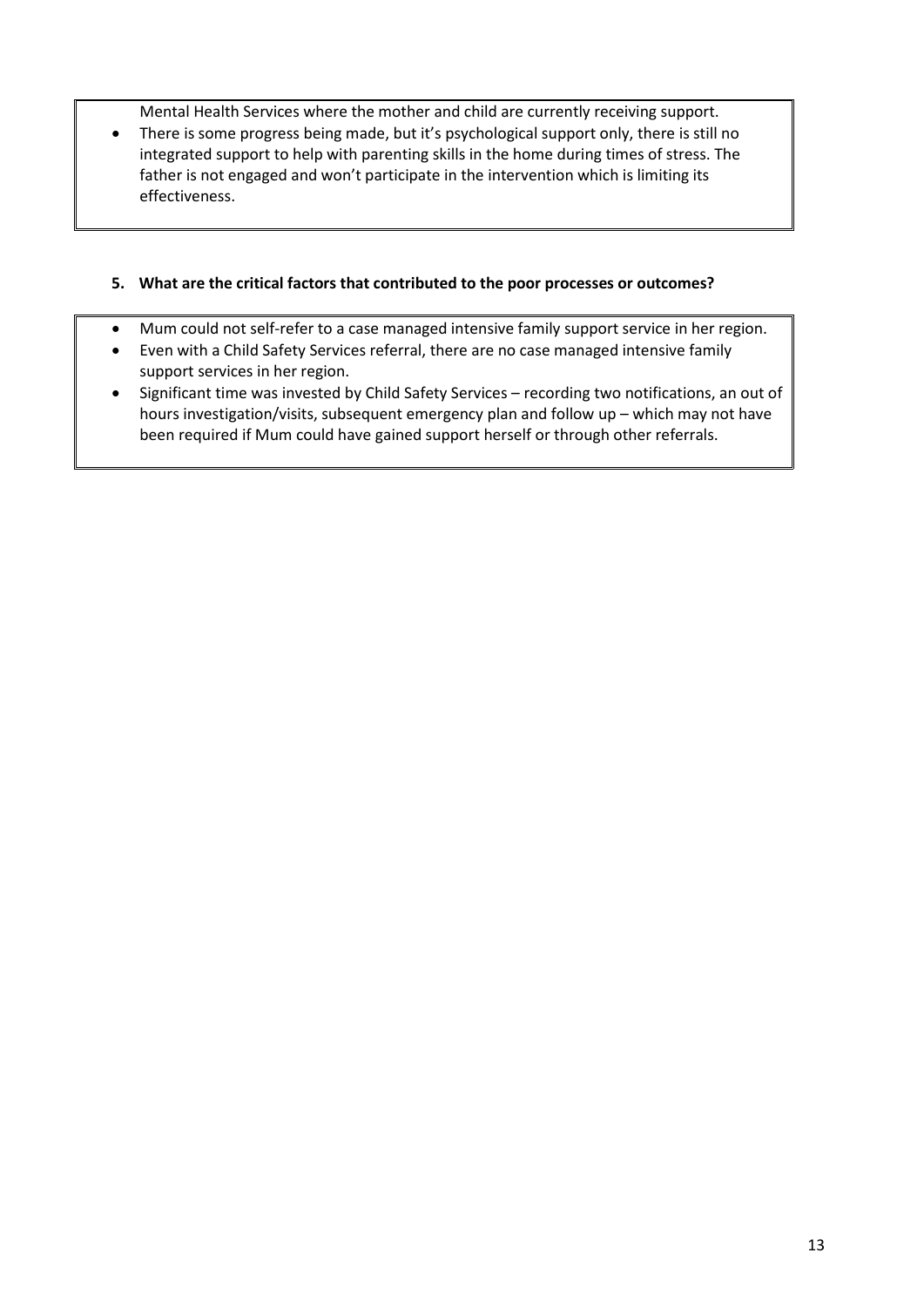Mental Health Services where the mother and child are currently receiving support.

- There is some progress being made, but it's psychological support only, there is still no integrated support to help with parenting skills in the home during times of stress. The father is not engaged and won't participate in the intervention which is limiting its effectiveness.

**5. What are the critical factors that contributed to the poor processes or outcomes?**

- Mum could not self-refer to a case managed intensive family support service in her region.
- Even with a Child Safety Services referral, there are no case managed intensive family support services in her region.
- Significant time was invested by Child Safety Services – recording two notifications, an out of hours investigation/visits, subsequent emergency plan and follow up – which may not have been required if Mum could have gained support herself or through other referrals.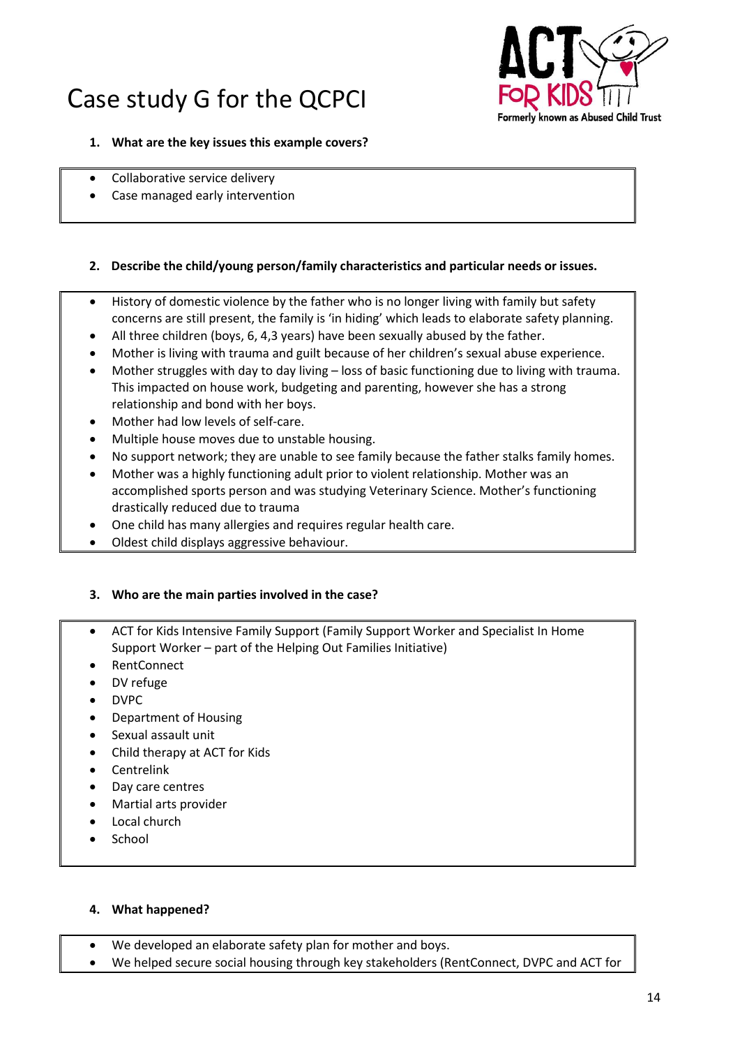# Case study G for the QCPCI

**1. What are the key issues this example covers?**

- Collaborative service delivery
- Case managed early intervention

**2. Describe the child/young person/family characteristics and particular needs or issues.**

- History of domestic violence by the father who is no longer living with family but safety concerns are still present, the family is 'in hiding' which leads to elaborate safety planning.
- All three children (boys, 6, 4,3 years) have been sexually abused by the father.
- Mother is living with trauma and guilt because of her children's sexual abuse experience.
- Mother struggles with day to day living – loss of basic functioning due to living with trauma. This impacted on house work, budgeting and parenting, however she has a strong relationship and bond with her boys.
- Mother had low levels of self-care.
- Multiple house moves due to unstable housing.
- No support network; they are unable to see family because the father stalks family homes.
- Mother was a highly functioning adult prior to violent relationship. Mother was an accomplished sports person and was studying Veterinary Science. Mother's functioning drastically reduced due to trauma
- One child has many allergies and requires regular health care.
- Oldest child displays aggressive behaviour.

**3. Who are the main parties involved in the case?**

- ACT for Kids Intensive Family Support (Family Support Worker and Specialist In Home Support Worker – part of the Helping Out Families Initiative)
- RentConnect
- DV refuge
- DVPC
- Department of Housing
- Sexual assault unit
- Child therapy at ACT for Kids
- Centrelink
- Day care centres
- Martial arts provider
- Local church
- School

**4. What happened?**

- We developed an elaborate safety plan for mother and boys.
- We helped secure social housing through key stakeholders (RentConnect, DVPC and ACT for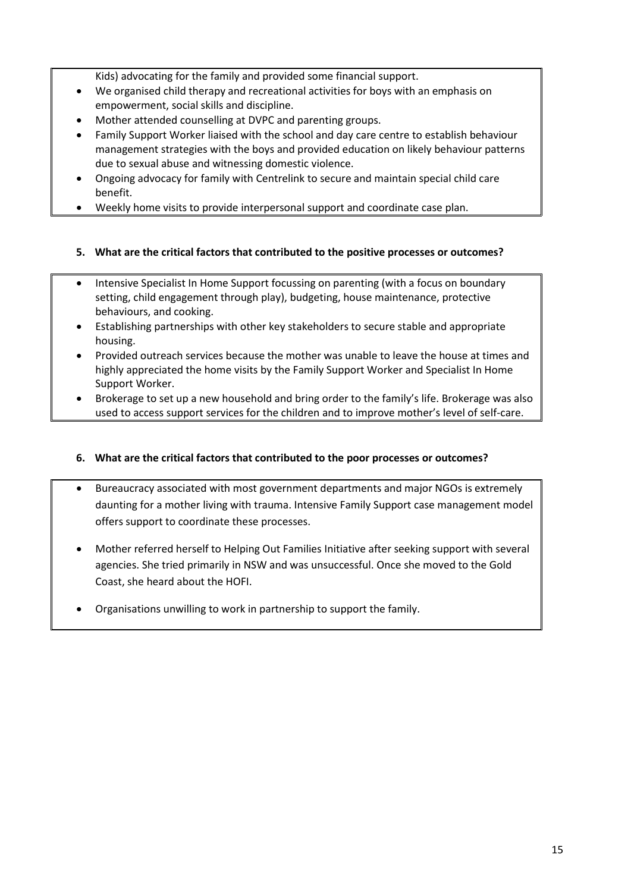Kids) advocating for the family and provided some financial support.

- We organised child therapy and recreational activities for boys with an emphasis on empowerment, social skills and discipline.
- Mother attended counselling at DVPC and parenting groups.
- Family Support Worker liaised with the school and day care centre to establish behaviour management strategies with the boys and provided education on likely behaviour patterns due to sexual abuse and witnessing domestic violence.
- Ongoing advocacy for family with Centrelink to secure and maintain special child care benefit.
- Weekly home visits to provide interpersonal support and coordinate case plan.

**5. What are the critical factors that contributed to the positive processes or outcomes?**

- Intensive Specialist In Home Support focussing on parenting (with a focus on boundary setting, child engagement through play), budgeting, house maintenance, protective behaviours, and cooking.
- Establishing partnerships with other key stakeholders to secure stable and appropriate housing.
- Provided outreach services because the mother was unable to leave the house at times and highly appreciated the home visits by the Family Support Worker and Specialist In Home Support Worker.
- Brokerage to set up a new household and bring order to the family's life. Brokerage was also used to access support services for the children and to improve mother's level of self-care.

**6. What are the critical factors that contributed to the poor processes or outcomes?**

- Bureaucracy associated with most government departments and major NGOs is extremely daunting for a mother living with trauma. Intensive Family Support case management model offers support to coordinate these processes.
- Mother referred herself to Helping Out Families Initiative after seeking support with several agencies. She tried primarily in NSW and was unsuccessful. Once she moved to the Gold Coast, she heard about the HOFI.
- Organisations unwilling to work in partnership to support the family.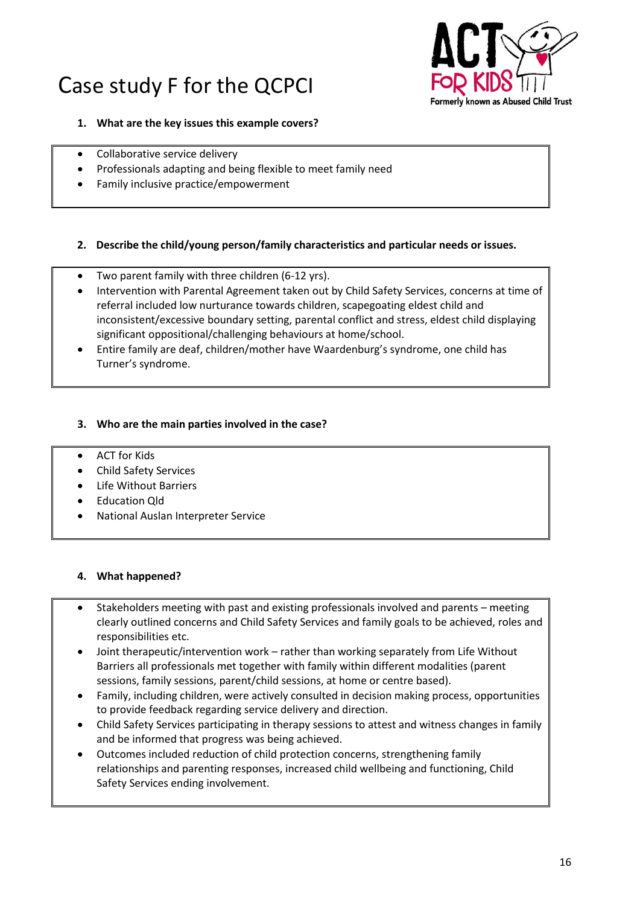# Case study F for the QCPCI

**1. What are the key issues this example covers?**

- Collaborative service delivery
- Professionals adapting and being flexible to meet family need
- Family inclusive practice/empowerment

**2. Describe the child/young person/family characteristics and particular needs or issues.**

- Two parent family with three children (6-12 yrs).
- Intervention with Parental Agreement taken out by Child Safety Services, concerns at time of referral included low nurturance towards children, scapegoating eldest child and inconsistent/excessive boundary setting, parental conflict and stress, eldest child displaying significant oppositional/challenging behaviours at home/school.
- Entire family are deaf, children/mother have Waardenburg's syndrome, one child has Turner's syndrome.

**3. Who are the main parties involved in the case?**

- ACT for Kids
- Child Safety Services
- Life Without Barriers
- Education Qld
- National Auslan Interpreter Service

**4. What happened?**

- Stakeholders meeting with past and existing professionals involved and parents – meeting clearly outlined concerns and Child Safety Services and family goals to be achieved, roles and responsibilities etc.
- Joint therapeutic/intervention work – rather than working separately from Life Without Barriers all professionals met together with family within different modalities (parent sessions, family sessions, parent/child sessions, at home or centre based).
- Family, including children, were actively consulted in decision making process, opportunities to provide feedback regarding service delivery and direction.
- Child Safety Services participating in therapy sessions to attest and witness changes in family and be informed that progress was being achieved.
- Outcomes included reduction of child protection concerns, strengthening family relationships and parenting responses, increased child wellbeing and functioning, Child Safety Services ending involvement.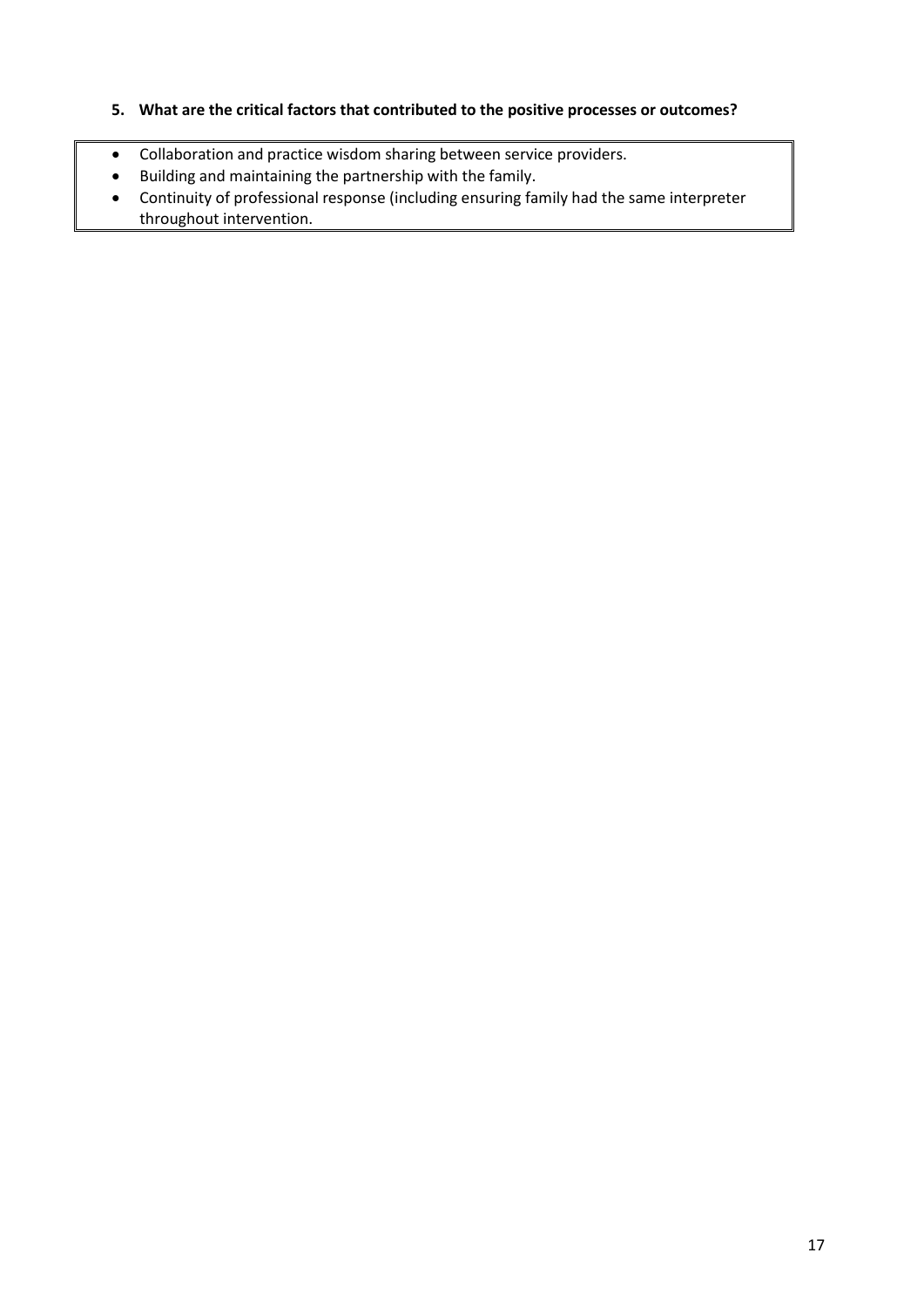5. **What are the critical factors that contributed to the positive processes or outcomes?**

- Collaboration and practice wisdom sharing between service providers.
- Building and maintaining the partnership with the family.
- Continuity of professional response (including ensuring family had the same interpreter throughout intervention.